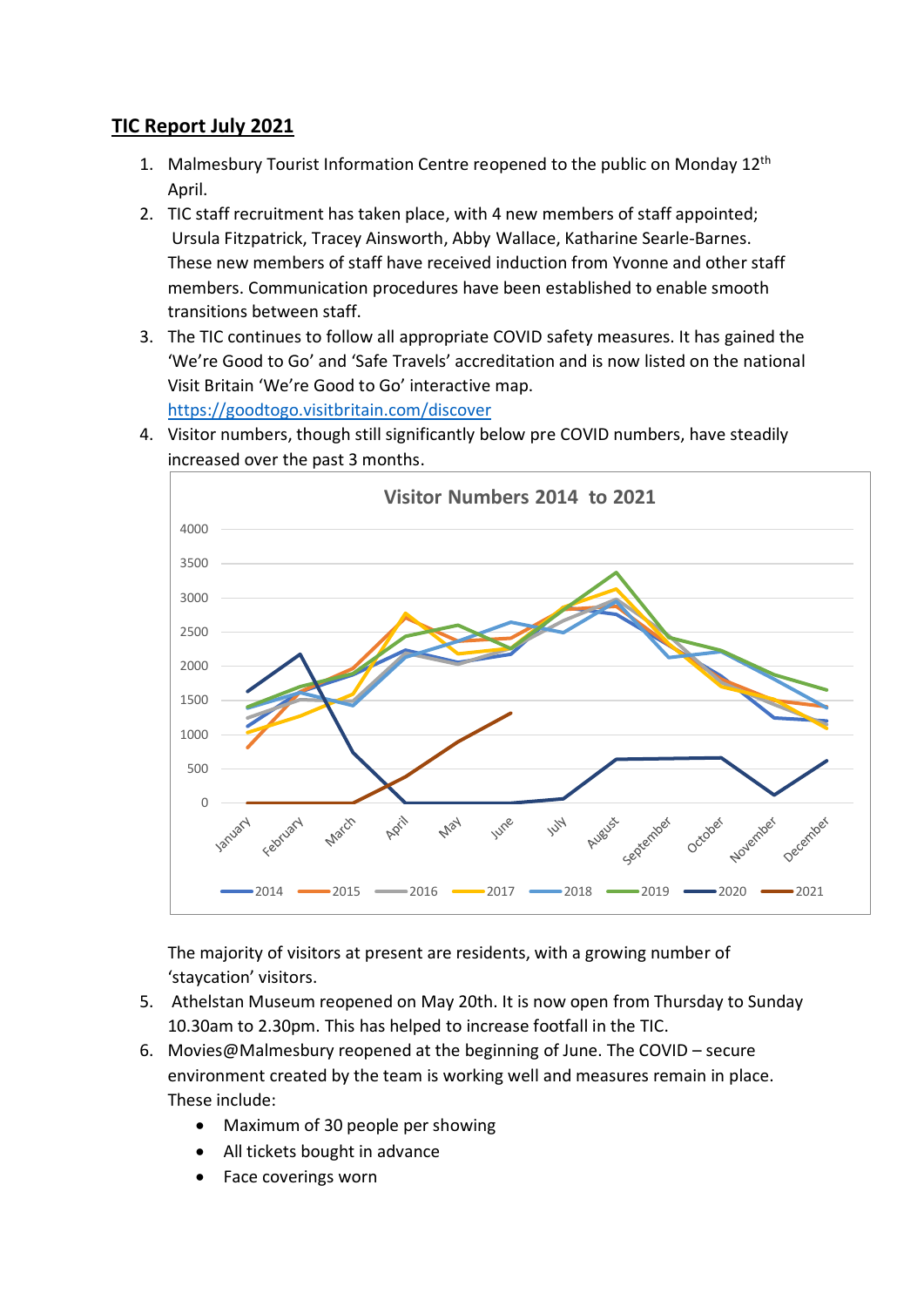# TIC Report July 2021

1. Malmesbury Tourist Information Centre reopened to the public on Monday 12th April.
2. TIC staff recruitment has taken place, with 4 new members of staff appointed; Ursula Fitzpatrick, Tracey Ainsworth, Abby Wallace, Katharine Searle-Barnes. These new members of staff have received induction from Yvonne and other staff members. Communication procedures have been established to enable smooth transitions between staff.
3. The TIC continues to follow all appropriate COVID safety measures. It has gained the 'We're Good to Go' and 'Safe Travels' accreditation and is now listed on the national Visit Britain 'We're Good to Go' interactive map. https://goodtogo.visitbritain.com/discover
4. Visitor numbers, though still significantly below pre COVID numbers, have steadily increased over the past 3 months.

   The majority of visitors at present are residents, with a growing number of 'staycation' visitors.
5. Athelstan Museum reopened on May 20th. It is now open from Thursday to Sunday 10.30am to 2.30pm. This has helped to increase footfall in the TIC.
6. Movies@Malmesbury reopened at the beginning of June. The COVID – secure environment created by the team is working well and measures remain in place. These include:
   - Maximum of 30 people per showing
   - All tickets bought in advance
   - Face coverings worn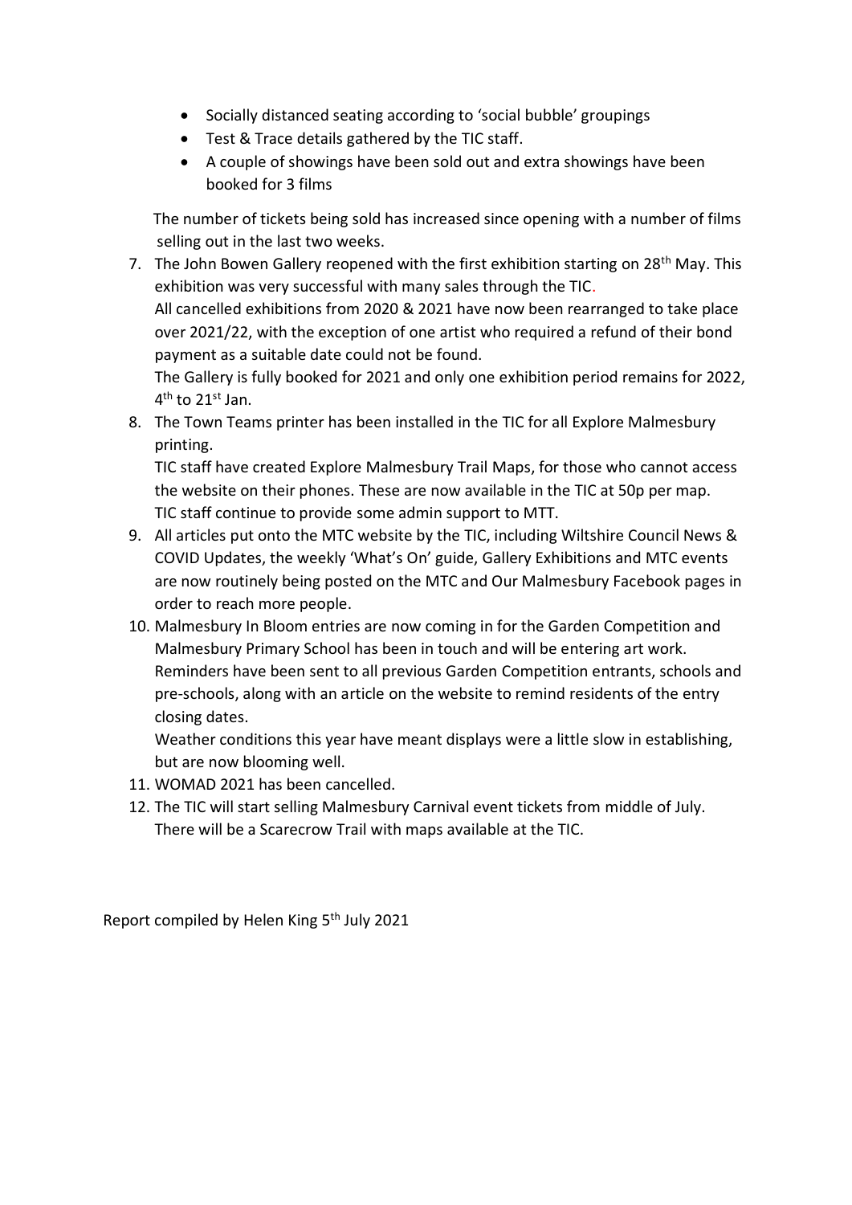- Socially distanced seating according to 'social bubble' groupings
- Test & Trace details gathered by the TIC staff.
- A couple of showings have been sold out and extra showings have been booked for 3 films

The number of tickets being sold has increased since opening with a number of films selling out in the last two weeks.

7. The John Bowen Gallery reopened with the first exhibition starting on 28th May. This exhibition was very successful with many sales through the TIC.
   All cancelled exhibitions from 2020 & 2021 have now been rearranged to take place over 2021/22, with the exception of one artist who required a refund of their bond payment as a suitable date could not be found.
   The Gallery is fully booked for 2021 and only one exhibition period remains for 2022, 4th to 21st Jan.
8. The Town Teams printer has been installed in the TIC for all Explore Malmesbury printing.
   TIC staff have created Explore Malmesbury Trail Maps, for those who cannot access the website on their phones. These are now available in the TIC at 50p per map.
   TIC staff continue to provide some admin support to MTT.
9. All articles put onto the MTC website by the TIC, including Wiltshire Council News & COVID Updates, the weekly 'What's On' guide, Gallery Exhibitions and MTC events are now routinely being posted on the MTC and Our Malmesbury Facebook pages in order to reach more people.
10. Malmesbury In Bloom entries are now coming in for the Garden Competition and Malmesbury Primary School has been in touch and will be entering art work.
    Reminders have been sent to all previous Garden Competition entrants, schools and pre-schools, along with an article on the website to remind residents of the entry closing dates.
    Weather conditions this year have meant displays were a little slow in establishing, but are now blooming well.
11. WOMAD 2021 has been cancelled.
12. The TIC will start selling Malmesbury Carnival event tickets from middle of July.
    There will be a Scarecrow Trail with maps available at the TIC.

Report compiled by Helen King 5th July 2021